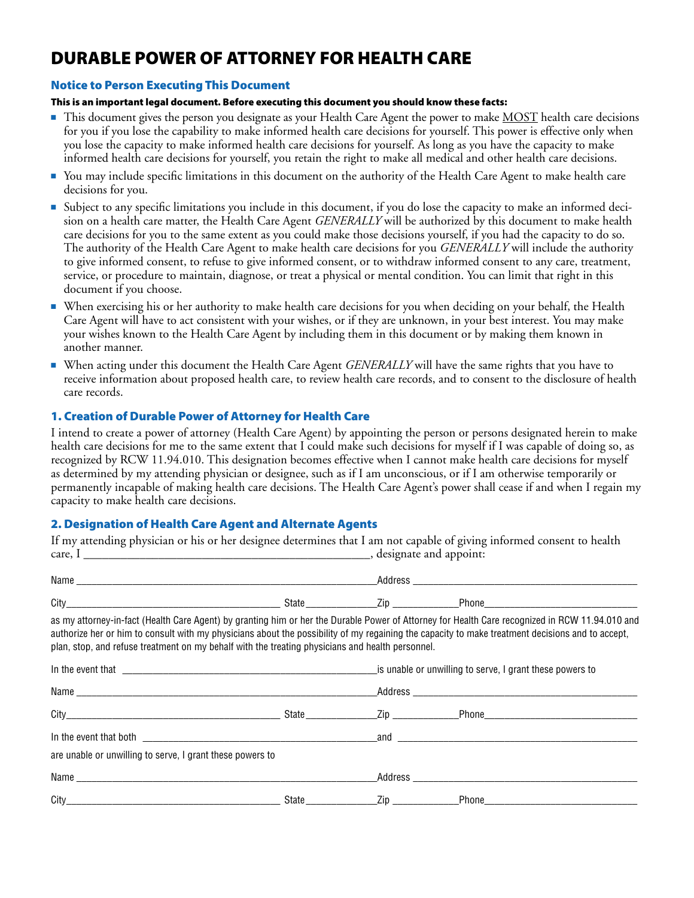# DURABLE POWER OF ATTORNEY FOR HEALTH CARE

## Notice to Person Executing This Document

**This is an important legal document. Before executing this document you should know these facts:**

- This document gives the person you designate as your Health Care Agent the power to make MOST health care decisions for you if you lose the capability to make informed health care decisions for yourself. This power is effective only when you lose the capacity to make informed health care decisions for yourself. As long as you have the capacity to make informed health care decisions for yourself, you retain the right to make all medical and other health care decisions.
- You may include specific limitations in this document on the authority of the Health Care Agent to make health care decisions for you.
- Subject to any specific limitations you include in this document, if you do lose the capacity to make an informed decision on a health care matter, the Health Care Agent *GENERALLY* will be authorized by this document to make health care decisions for you to the same extent as you could make those decisions yourself, if you had the capacity to do so. The authority of the Health Care Agent to make health care decisions for you *GENERALLY* will include the authority to give informed consent, to refuse to give informed consent, or to withdraw informed consent to any care, treatment, service, or procedure to maintain, diagnose, or treat a physical or mental condition. You can limit that right in this document if you choose.
- When exercising his or her authority to make health care decisions for you when deciding on your behalf, the Health Care Agent will have to act consistent with your wishes, or if they are unknown, in your best interest. You may make your wishes known to the Health Care Agent by including them in this document or by making them known in another manner.
- When acting under this document the Health Care Agent *GENERALLY* will have the same rights that you have to receive information about proposed health care, to review health care records, and to consent to the disclosure of health care records.

## 1. Creation of Durable Power of Attorney for Health Care

I intend to create a power of attorney (Health Care Agent) by appointing the person or persons designated herein to make health care decisions for me to the same extent that I could make such decisions for myself if I was capable of doing so, as recognized by RCW 11.94.010. This designation becomes effective when I cannot make health care decisions for myself as determined by my attending physician or designee, such as if I am unconscious, or if I am otherwise temporarily or permanently incapable of making health care decisions. The Health Care Agent's power shall cease if and when I regain my capacity to make health care decisions.

## 2. Designation of Health Care Agent and Alternate Agents

If my attending physician or his or her designee determines that I am not capable of giving informed consent to health care, I \_\_\_\_\_\_\_\_\_\_\_\_\_\_\_\_\_\_\_\_\_\_\_\_\_\_\_\_\_\_\_\_\_\_\_\_\_\_\_\_, designate and appoint:

Name \_\_\_\_\_\_\_\_\_\_\_\_\_\_\_\_\_\_\_\_\_\_\_\_\_\_\_\_\_\_\_\_\_\_\_\_\_\_\_\_ Address \_\_\_\_\_\_\_\_\_\_\_\_\_\_\_\_\_\_\_\_\_\_\_\_\_\_\_\_\_\_\_\_\_\_\_\_

City\_\_\_\_\_\_\_\_\_\_\_\_\_\_\_\_\_\_\_\_\_\_\_\_\_\_\_\_\_\_ State\_\_\_\_\_\_\_\_\_\_ Zip \_\_\_\_\_\_\_\_\_\_ Phone\_\_\_\_\_\_\_\_\_\_\_\_\_\_\_\_\_\_\_\_\_\_\_\_

as my attorney-in-fact (Health Care Agent) by granting him or her the Durable Power of Attorney for Health Care recognized in RCW 11.94.010 and authorize her or him to consult with my physicians about the possibility of my regaining the capacity to make treatment decisions and to accept, plan, stop, and refuse treatment on my behalf with the treating physicians and health personnel.

In the event that \_\_\_\_\_\_\_\_\_\_\_\_\_\_\_\_\_\_\_\_\_\_\_\_\_\_\_\_\_\_\_\_\_\_\_\_\_\_\_\_ is unable or unwilling to serve, I grant these powers to

Name \_\_\_\_\_\_\_\_\_\_\_\_\_\_\_\_\_\_\_\_\_\_\_\_\_\_\_\_\_\_\_\_\_\_\_\_\_\_\_\_ Address \_\_\_\_\_\_\_\_\_\_\_\_\_\_\_\_\_\_\_\_\_\_\_\_\_\_\_\_\_\_\_\_\_\_\_\_

City\_\_\_\_\_\_\_\_\_\_\_\_\_\_\_\_\_\_\_\_\_\_\_\_\_\_\_\_\_\_ State\_\_\_\_\_\_\_\_\_\_ Zip \_\_\_\_\_\_\_\_\_\_ Phone\_\_\_\_\_\_\_\_\_\_\_\_\_\_\_\_\_\_\_\_\_\_\_\_

In the event that both \_\_\_\_\_\_\_\_\_\_\_\_\_\_\_\_\_\_\_\_\_\_\_\_\_\_\_\_\_\_\_\_\_\_\_\_ and \_\_\_\_\_\_\_\_\_\_\_\_\_\_\_\_\_\_\_\_\_\_\_\_\_\_\_\_\_\_\_\_\_\_\_\_

are unable or unwilling to serve, I grant these powers to

Name \_\_\_\_\_\_\_\_\_\_\_\_\_\_\_\_\_\_\_\_\_\_\_\_\_\_\_\_\_\_\_\_\_\_\_\_\_\_\_\_ Address \_\_\_\_\_\_\_\_\_\_\_\_\_\_\_\_\_\_\_\_\_\_\_\_\_\_\_\_\_\_\_\_\_\_\_\_

City\_\_\_\_\_\_\_\_\_\_\_\_\_\_\_\_\_\_\_\_\_\_\_\_\_\_\_\_\_\_ State\_\_\_\_\_\_\_\_\_\_ Zip \_\_\_\_\_\_\_\_\_\_ Phone\_\_\_\_\_\_\_\_\_\_\_\_\_\_\_\_\_\_\_\_\_\_\_\_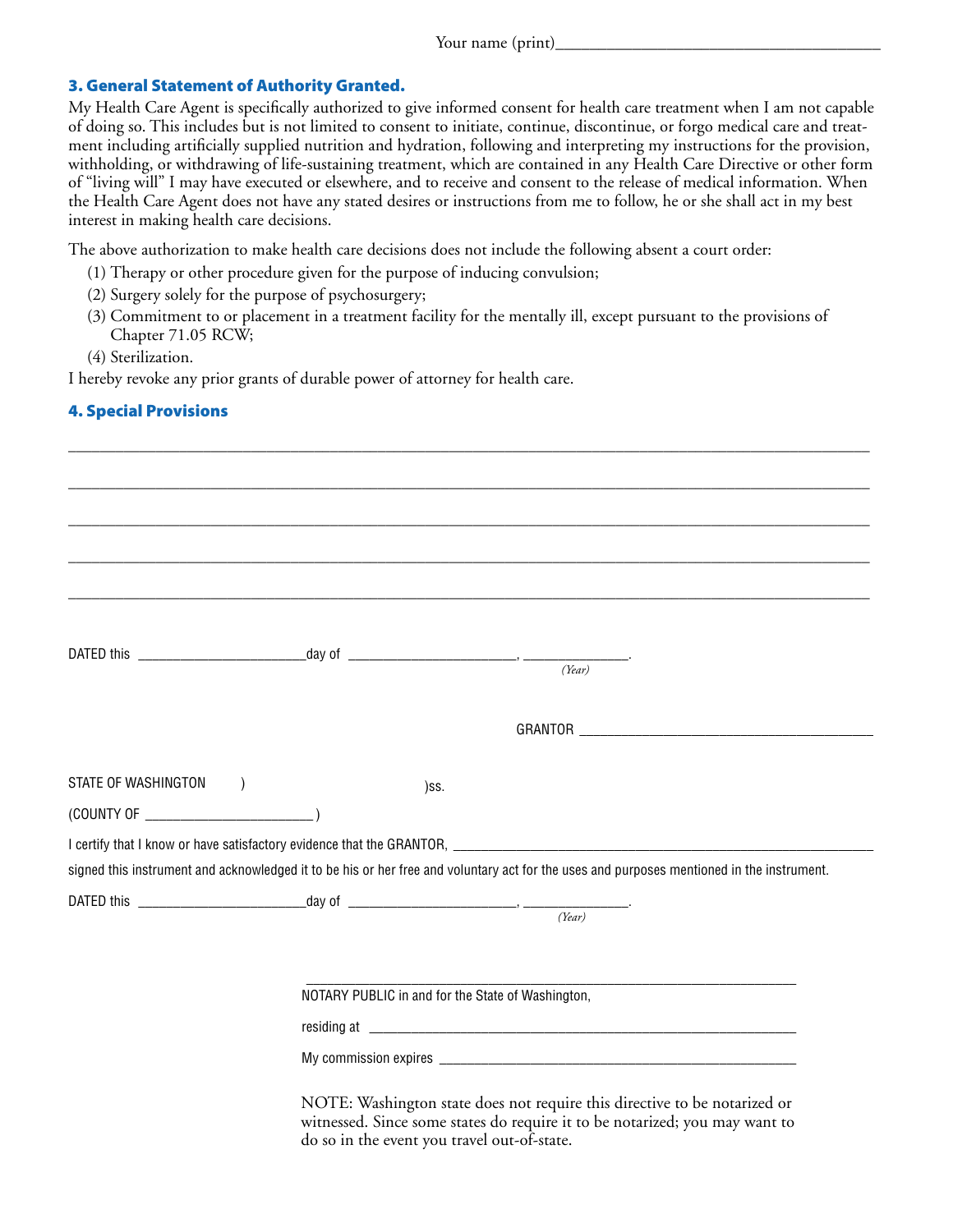Your name (print)_______________________________________

### 3. General Statement of Authority Granted.

My Health Care Agent is specifically authorized to give informed consent for health care treatment when I am not capable of doing so. This includes but is not limited to consent to initiate, continue, discontinue, or forgo medical care and treatment including artificially supplied nutrition and hydration, following and interpreting my instructions for the provision, withholding, or withdrawing of life-sustaining treatment, which are contained in any Health Care Directive or other form of "living will" I may have executed or elsewhere, and to receive and consent to the release of medical information. When the Health Care Agent does not have any stated desires or instructions from me to follow, he or she shall act in my best interest in making health care decisions.

The above authorization to make health care decisions does not include the following absent a court order:

(1) Therapy or other procedure given for the purpose of inducing convulsion;

(2) Surgery solely for the purpose of psychosurgery;

(3) Commitment to or placement in a treatment facility for the mentally ill, except pursuant to the provisions of Chapter 71.05 RCW;

(4) Sterilization.

I hereby revoke any prior grants of durable power of attorney for health care.

### 4. Special Provisions

_______________________________________________________________________________

_______________________________________________________________________________

_______________________________________________________________________________

_______________________________________________________________________________

_______________________________________________________________________________

DATED this ______________________day of ______________________, _____________.
*(Year)*

GRANTOR ________________________________________

STATE OF WASHINGTON )
)ss.
(COUNTY OF ______________________ )

I certify that I know or have satisfactory evidence that the GRANTOR, _______________________________________________

signed this instrument and acknowledged it to be his or her free and voluntary act for the uses and purposes mentioned in the instrument.

DATED this ______________________day of ______________________, _____________.
*(Year)*

_______________________________________________________________

NOTARY PUBLIC in and for the State of Washington,

residing at _______________________________________________________

My commission expires _____________________________________________

NOTE: Washington state does not require this directive to be notarized or witnessed. Since some states do require it to be notarized; you may want to do so in the event you travel out-of-state.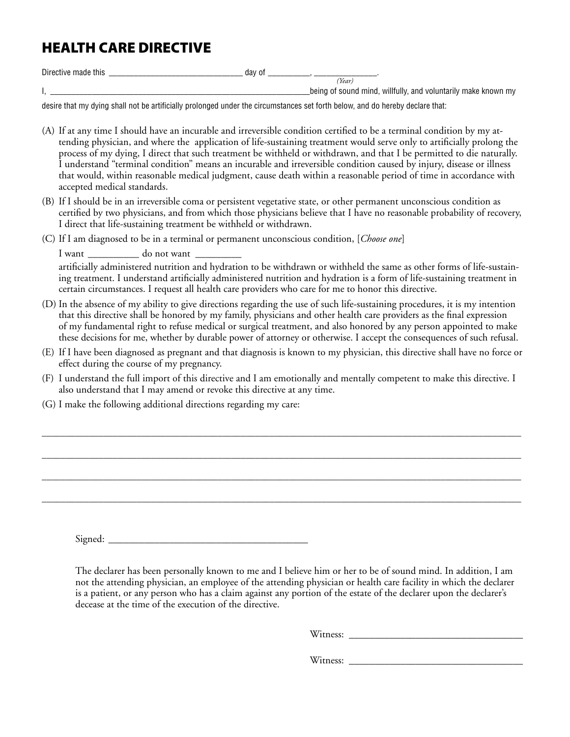# HEALTH CARE DIRECTIVE

Directive made this ______________________________ day of __________, ______________.
*(Year)*

I, ______________________________________________________________being of sound mind, willfully, and voluntarily make known my desire that my dying shall not be artificially prolonged under the circumstances set forth below, and do hereby declare that:

(A) If at any time I should have an incurable and irreversible condition certified to be a terminal condition by my attending physician, and where the application of life-sustaining treatment would serve only to artificially prolong the process of my dying, I direct that such treatment be withheld or withdrawn, and that I be permitted to die naturally. I understand "terminal condition" means an incurable and irreversible condition caused by injury, disease or illness that would, within reasonable medical judgment, cause death within a reasonable period of time in accordance with accepted medical standards.

(B) If I should be in an irreversible coma or persistent vegetative state, or other permanent unconscious condition as certified by two physicians, and from which those physicians believe that I have no reasonable probability of recovery, I direct that life-sustaining treatment be withheld or withdrawn.

(C) If I am diagnosed to be in a terminal or permanent unconscious condition, [*Choose one*]

I want __________ do not want _________

artificially administered nutrition and hydration to be withdrawn or withheld the same as other forms of life-sustaining treatment. I understand artificially administered nutrition and hydration is a form of life-sustaining treatment in certain circumstances. I request all health care providers who care for me to honor this directive.

(D) In the absence of my ability to give directions regarding the use of such life-sustaining procedures, it is my intention that this directive shall be honored by my family, physicians and other health care providers as the final expression of my fundamental right to refuse medical or surgical treatment, and also honored by any person appointed to make these decisions for me, whether by durable power of attorney or otherwise. I accept the consequences of such refusal.

(E) If I have been diagnosed as pregnant and that diagnosis is known to my physician, this directive shall have no force or effect during the course of my pregnancy.

(F) I understand the full import of this directive and I am emotionally and mentally competent to make this directive. I also understand that I may amend or revoke this directive at any time.

(G) I make the following additional directions regarding my care:

__________________________________________________________________________________________

__________________________________________________________________________________________

__________________________________________________________________________________________

__________________________________________________________________________________________

Signed: ________________________________________

The declarer has been personally known to me and I believe him or her to be of sound mind. In addition, I am not the attending physician, an employee of the attending physician or health care facility in which the declarer is a patient, or any person who has a claim against any portion of the estate of the declarer upon the declarer's decease at the time of the execution of the directive.

Witness: ___________________________________

Witness: ___________________________________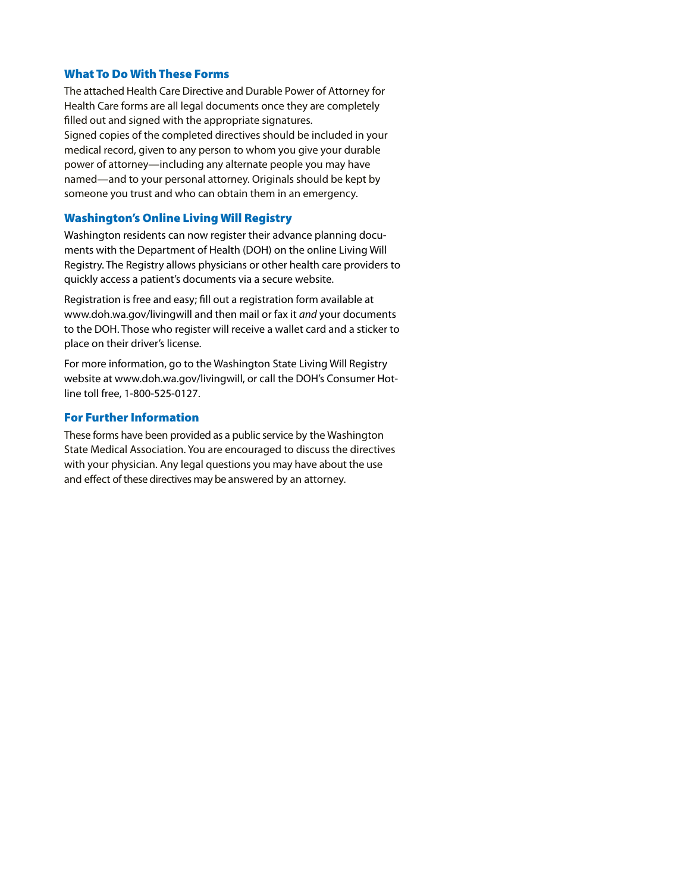## What To Do With These Forms

The attached Health Care Directive and Durable Power of Attorney for Health Care forms are all legal documents once they are completely filled out and signed with the appropriate signatures.

Signed copies of the completed directives should be included in your medical record, given to any person to whom you give your durable power of attorney—including any alternate people you may have named—and to your personal attorney. Originals should be kept by someone you trust and who can obtain them in an emergency.

## Washington's Online Living Will Registry

Washington residents can now register their advance planning documents with the Department of Health (DOH) on the online Living Will Registry. The Registry allows physicians or other health care providers to quickly access a patient's documents via a secure website.

Registration is free and easy; fill out a registration form available at www.doh.wa.gov/livingwill and then mail or fax it *and* your documents to the DOH. Those who register will receive a wallet card and a sticker to place on their driver's license.

For more information, go to the Washington State Living Will Registry website at www.doh.wa.gov/livingwill, or call the DOH's Consumer Hotline toll free, 1-800-525-0127.

## For Further Information

These forms have been provided as a public service by the Washington State Medical Association. You are encouraged to discuss the directives with your physician. Any legal questions you may have about the use and effect of these directives may be answered by an attorney.